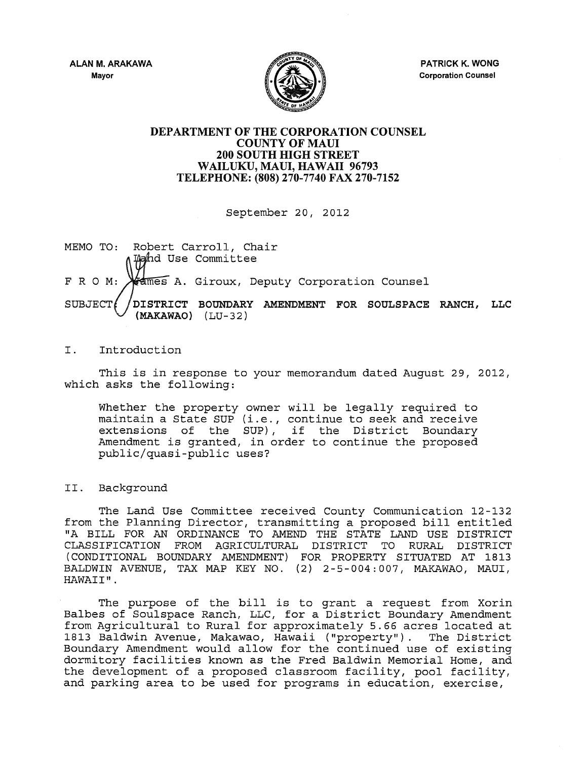ALAN M. ARAKAWA
Mayor

PATRICK K. WONG
Corporation Counsel

# DEPARTMENT OF THE CORPORATION COUNSEL
## COUNTY OF MAUI
## 200 SOUTH HIGH STREET
## WAILUKU, MAUI, HAWAII 96793
## TELEPHONE: (808) 270-7740 FAX 270-7152

September 20, 2012

MEMO TO: Robert Carroll, Chair
Land Use Committee

F R O M: James A. Giroux, Deputy Corporation Counsel

SUBJECT: **DISTRICT BOUNDARY AMENDMENT FOR SOULSPACE RANCH, LLC (MAKAWAO)** (LU-32)

I. Introduction

This is in response to your memorandum dated August 29, 2012, which asks the following:

> Whether the property owner will be legally required to maintain a State SUP (i.e., continue to seek and receive extensions of the SUP), if the District Boundary Amendment is granted, in order to continue the proposed public/quasi-public uses?

II. Background

The Land Use Committee received County Communication 12-132 from the Planning Director, transmitting a proposed bill entitled "A BILL FOR AN ORDINANCE TO AMEND THE STATE LAND USE DISTRICT CLASSIFICATION FROM AGRICULTURAL DISTRICT TO RURAL DISTRICT (CONDITIONAL BOUNDARY AMENDMENT) FOR PROPERTY SITUATED AT 1813 BALDWIN AVENUE, TAX MAP KEY NO. (2) 2-5-004:007, MAKAWAO, MAUI, HAWAII".

The purpose of the bill is to grant a request from Xorin Balbes of Soulspace Ranch, LLC, for a District Boundary Amendment from Agricultural to Rural for approximately 5.66 acres located at 1813 Baldwin Avenue, Makawao, Hawaii ("property"). The District Boundary Amendment would allow for the continued use of existing dormitory facilities known as the Fred Baldwin Memorial Home, and the development of a proposed classroom facility, pool facility, and parking area to be used for programs in education, exercise,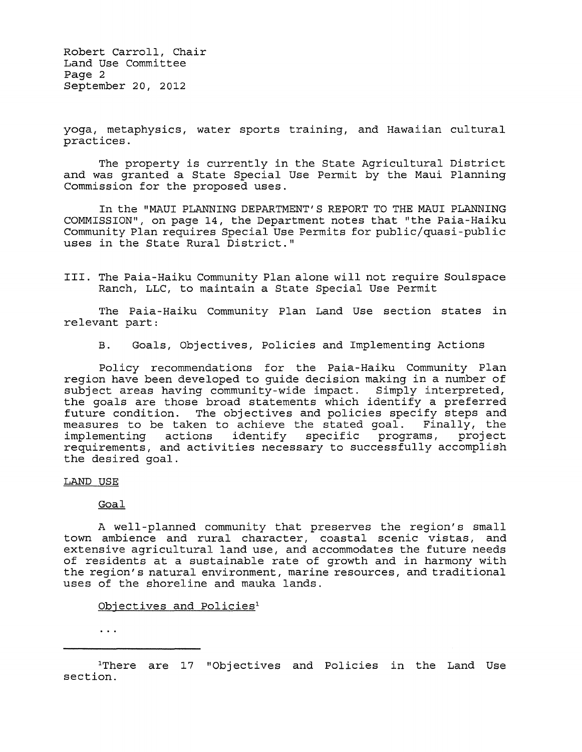yoga, metaphysics, water sports training, and Hawaiian cultural practices.

The property is currently in the State Agricultural District and was granted a State Special Use Permit by the Maui Planning Commission for the proposed uses.

In the "MAUI PLANNING DEPARTMENT'S REPORT TO THE MAUI PLANNING COMMISSION", on page 14, the Department notes that "the Paia-Haiku Community Plan requires Special Use Permits for public/quasi-public uses in the State Rural District."

III. The Paia-Haiku Community Plan alone will not require Soulspace Ranch, LLC, to maintain a State Special Use Permit

The Paia-Haiku Community Plan Land Use section states in relevant part:

B. Goals, Objectives, Policies and Implementing Actions

Policy recommendations for the Paia-Haiku Community Plan region have been developed to guide decision making in a number of subject areas having community-wide impact. Simply interpreted, the goals are those broad statements which identify a preferred future condition. The objectives and policies specify steps and measures to be taken to achieve the stated goal. Finally, the implementing actions identify specific programs, project requirements, and activities necessary to successfully accomplish the desired goal.

<u>LAND USE</u>

<u>Goal</u>

A well-planned community that preserves the region's small town ambience and rural character, coastal scenic vistas, and extensive agricultural land use, and accommodates the future needs of residents at a sustainable rate of growth and in harmony with the region's natural environment, marine resources, and traditional uses of the shoreline and mauka lands.

<u>Objectives and Policies</u>[1]

...

---

[1]There are 17 "Objectives and Policies in the Land Use section.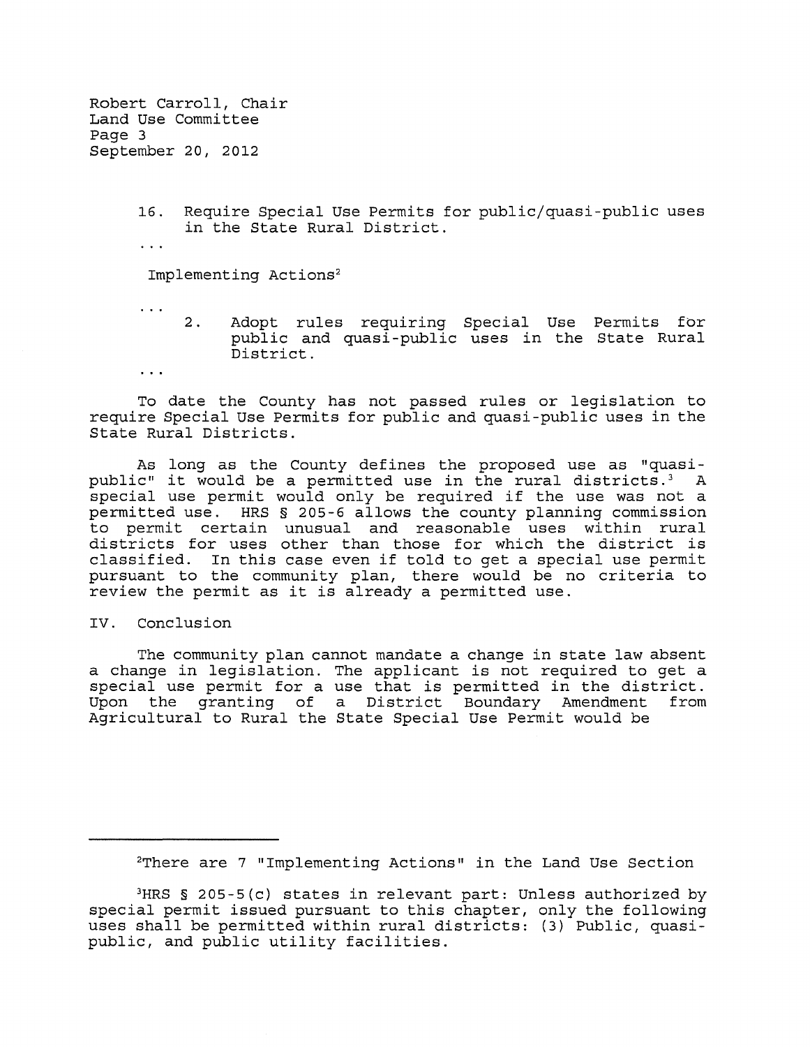16. Require Special Use Permits for public/quasi-public uses in the State Rural District.

...

Implementing Actions[2]

...

2. Adopt rules requiring Special Use Permits for public and quasi-public uses in the State Rural District.

...

To date the County has not passed rules or legislation to require Special Use Permits for public and quasi-public uses in the State Rural Districts.

As long as the County defines the proposed use as "quasi-public" it would be a permitted use in the rural districts.[3] A special use permit would only be required if the use was not a permitted use. HRS § 205-6 allows the county planning commission to permit certain unusual and reasonable uses within rural districts for uses other than those for which the district is classified. In this case even if told to get a special use permit pursuant to the community plan, there would be no criteria to review the permit as it is already a permitted use.

IV. Conclusion

The community plan cannot mandate a change in state law absent a change in legislation. The applicant is not required to get a special use permit for a use that is permitted in the district. Upon the granting of a District Boundary Amendment from Agricultural to Rural the State Special Use Permit would be

---

[2]There are 7 "Implementing Actions" in the Land Use Section

[3]HRS § 205-5(c) states in relevant part: Unless authorized by special permit issued pursuant to this chapter, only the following uses shall be permitted within rural districts: (3) Public, quasi-public, and public utility facilities.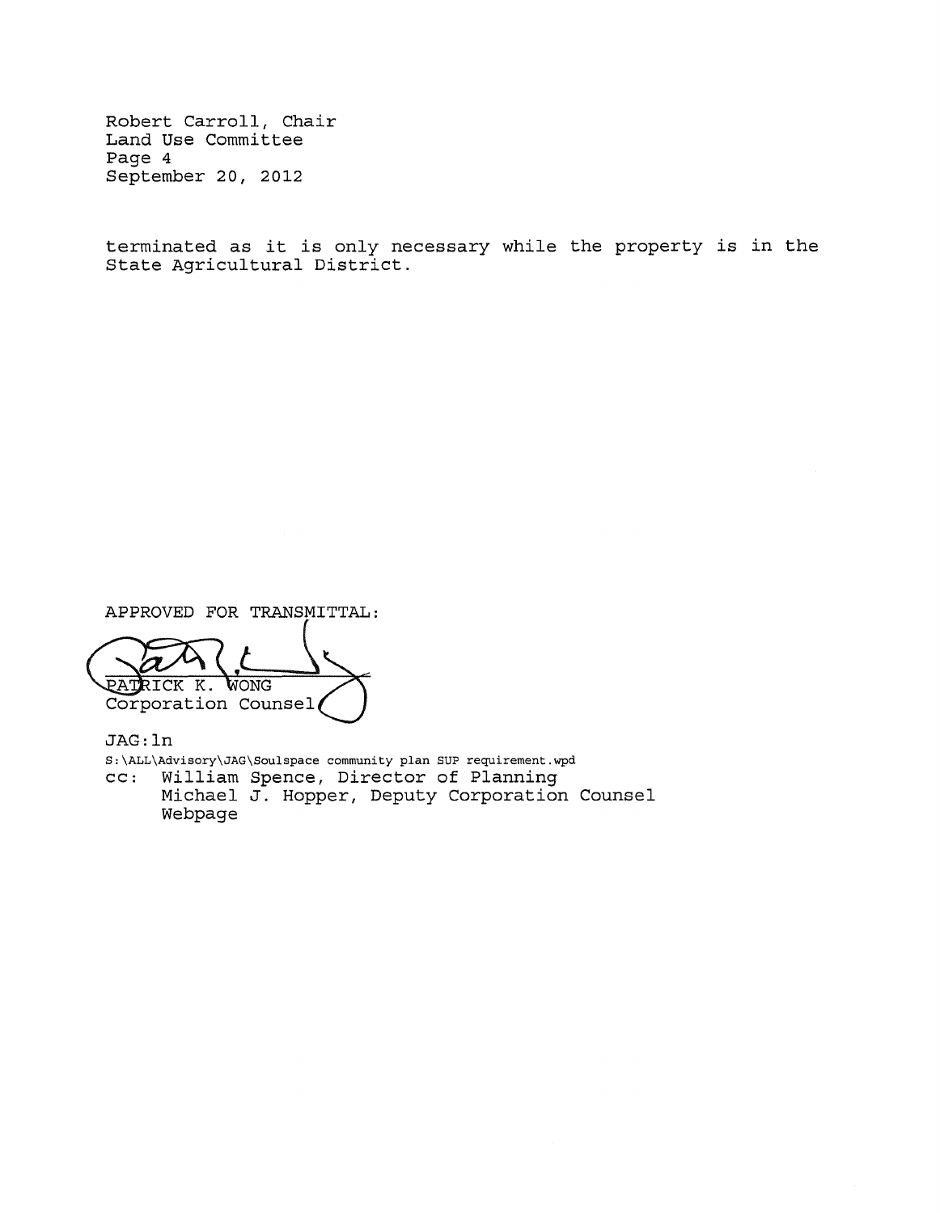terminated as it is only necessary while the property is in the State Agricultural District.

APPROVED FOR TRANSMITTAL:

PATRICK K. WONG
Corporation Counsel

JAG:ln

S:\ALL\Advisory\JAG\Soulspace community plan SUP requirement.wpd

cc: William Spence, Director of Planning
Michael J. Hopper, Deputy Corporation Counsel
Webpage